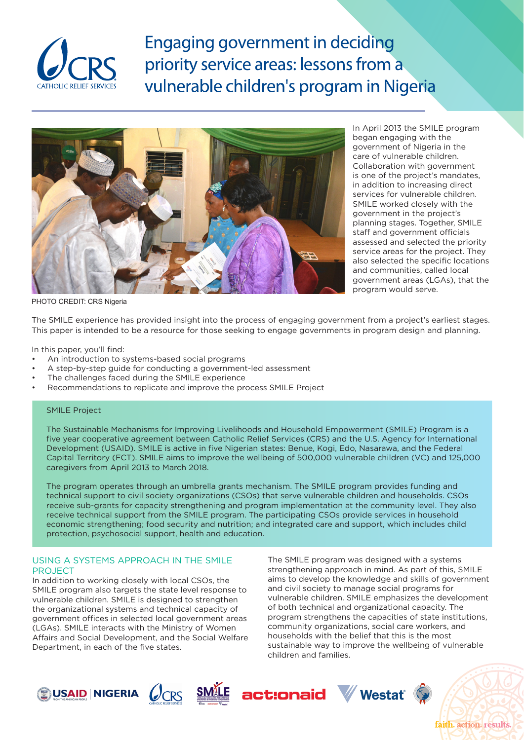# Engaging government in deciding priority service areas: lessons from a vulnerable children's program in Nigeria

PHOTO CREDIT: CRS Nigeria

In April 2013 the SMILE program began engaging with the government of Nigeria in the care of vulnerable children. Collaboration with government is one of the project's mandates, in addition to increasing direct services for vulnerable children. SMILE worked closely with the government in the project's planning stages. Together, SMILE staff and government officials assessed and selected the priority service areas for the project. They also selected the specific locations and communities, called local government areas (LGAs), that the program would serve.

The SMILE experience has provided insight into the process of engaging government from a project's earliest stages. This paper is intended to be a resource for those seeking to engage governments in program design and planning.

In this paper, you'll find:

- An introduction to systems-based social programs
- A step-by-step guide for conducting a government-led assessment
- The challenges faced during the SMILE experience
- Recommendations to replicate and improve the process SMILE Project

> SMILE Project
>
> The Sustainable Mechanisms for Improving Livelihoods and Household Empowerment (SMILE) Program is a five year cooperative agreement between Catholic Relief Services (CRS) and the U.S. Agency for International Development (USAID). SMILE is active in five Nigerian states: Benue, Kogi, Edo, Nasarawa, and the Federal Capital Territory (FCT). SMILE aims to improve the wellbeing of 500,000 vulnerable children (VC) and 125,000 caregivers from April 2013 to March 2018.
>
> The program operates through an umbrella grants mechanism. The SMILE program provides funding and technical support to civil society organizations (CSOs) that serve vulnerable children and households. CSOs receive sub-grants for capacity strengthening and program implementation at the community level. They also receive technical support from the SMILE program. The participating CSOs provide services in household economic strengthening; food security and nutrition; and integrated care and support, which includes child protection, psychosocial support, health and education.

## USING A SYSTEMS APPROACH IN THE SMILE PROJECT

In addition to working closely with local CSOs, the SMILE program also targets the state level response to vulnerable children. SMILE is designed to strengthen the organizational systems and technical capacity of government offices in selected local government areas (LGAs). SMILE interacts with the Ministry of Women Affairs and Social Development, and the Social Welfare Department, in each of the five states.

The SMILE program was designed with a systems strengthening approach in mind. As part of this, SMILE aims to develop the knowledge and skills of government and civil society to manage social programs for vulnerable children. SMILE emphasizes the development of both technical and organizational capacity. The program strengthens the capacities of state institutions, community organizations, social care workers, and households with the belief that this is the most sustainable way to improve the wellbeing of vulnerable children and families.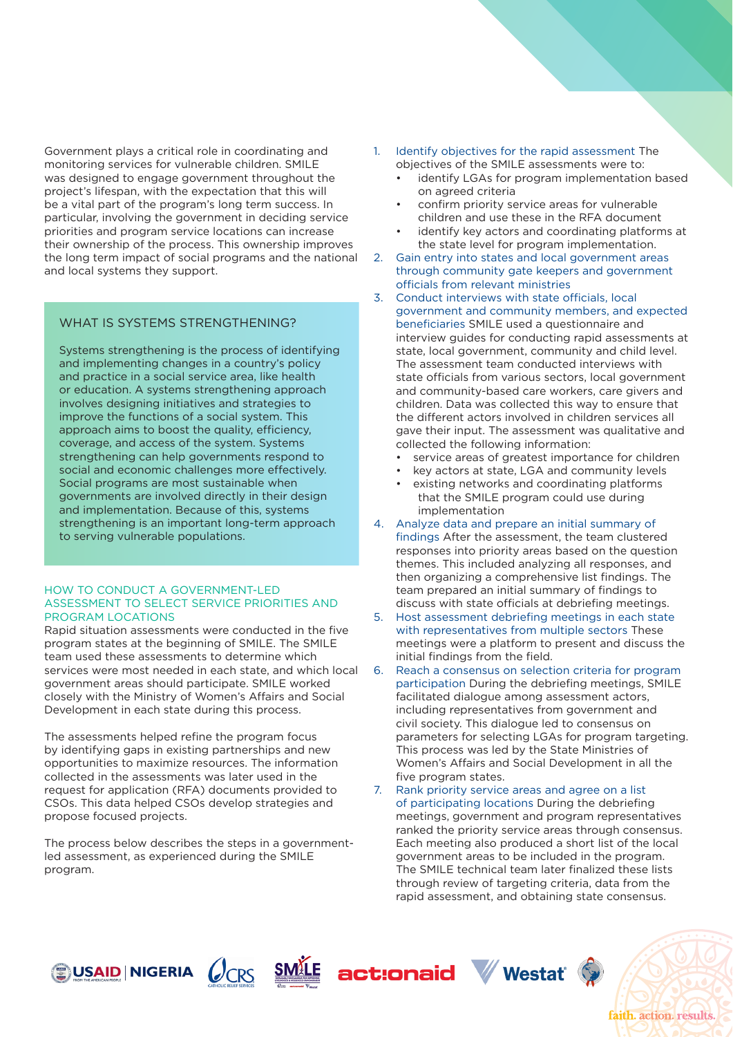Government plays a critical role in coordinating and monitoring services for vulnerable children. SMILE was designed to engage government throughout the project's lifespan, with the expectation that this will be a vital part of the program's long term success. In particular, involving the government in deciding service priorities and program service locations can increase their ownership of the process. This ownership improves the long term impact of social programs and the national and local systems they support.

## WHAT IS SYSTEMS STRENGTHENING?

Systems strengthening is the process of identifying and implementing changes in a country's policy and practice in a social service area, like health or education. A systems strengthening approach involves designing initiatives and strategies to improve the functions of a social system. This approach aims to boost the quality, efficiency, coverage, and access of the system. Systems strengthening can help governments respond to social and economic challenges more effectively. Social programs are most sustainable when governments are involved directly in their design and implementation. Because of this, systems strengthening is an important long-term approach to serving vulnerable populations.

## HOW TO CONDUCT A GOVERNMENT-LED ASSESSMENT TO SELECT SERVICE PRIORITIES AND PROGRAM LOCATIONS

Rapid situation assessments were conducted in the five program states at the beginning of SMILE. The SMILE team used these assessments to determine which services were most needed in each state, and which local government areas should participate. SMILE worked closely with the Ministry of Women's Affairs and Social Development in each state during this process.

The assessments helped refine the program focus by identifying gaps in existing partnerships and new opportunities to maximize resources. The information collected in the assessments was later used in the request for application (RFA) documents provided to CSOs. This data helped CSOs develop strategies and propose focused projects.

The process below describes the steps in a government-led assessment, as experienced during the SMILE program.

1. Identify objectives for the rapid assessment The objectives of the SMILE assessments were to:
   - identify LGAs for program implementation based on agreed criteria
   - confirm priority service areas for vulnerable children and use these in the RFA document
   - identify key actors and coordinating platforms at the state level for program implementation.
2. Gain entry into states and local government areas through community gate keepers and government officials from relevant ministries
3. Conduct interviews with state officials, local government and community members, and expected beneficiaries SMILE used a questionnaire and interview guides for conducting rapid assessments at state, local government, community and child level. The assessment team conducted interviews with state officials from various sectors, local government and community-based care workers, care givers and children. Data was collected this way to ensure that the different actors involved in children services all gave their input. The assessment was qualitative and collected the following information:
   - service areas of greatest importance for children
   - key actors at state, LGA and community levels
   - existing networks and coordinating platforms that the SMILE program could use during implementation
4. Analyze data and prepare an initial summary of findings After the assessment, the team clustered responses into priority areas based on the question themes. This included analyzing all responses, and then organizing a comprehensive list findings. The team prepared an initial summary of findings to discuss with state officials at debriefing meetings.
5. Host assessment debriefing meetings in each state with representatives from multiple sectors These meetings were a platform to present and discuss the initial findings from the field.
6. Reach a consensus on selection criteria for program participation During the debriefing meetings, SMILE facilitated dialogue among assessment actors, including representatives from government and civil society. This dialogue led to consensus on parameters for selecting LGAs for program targeting. This process was led by the State Ministries of Women's Affairs and Social Development in all the five program states.
7. Rank priority service areas and agree on a list of participating locations During the debriefing meetings, government and program representatives ranked the priority service areas through consensus. Each meeting also produced a short list of the local government areas to be included in the program. The SMILE technical team later finalized these lists through review of targeting criteria, data from the rapid assessment, and obtaining state consensus.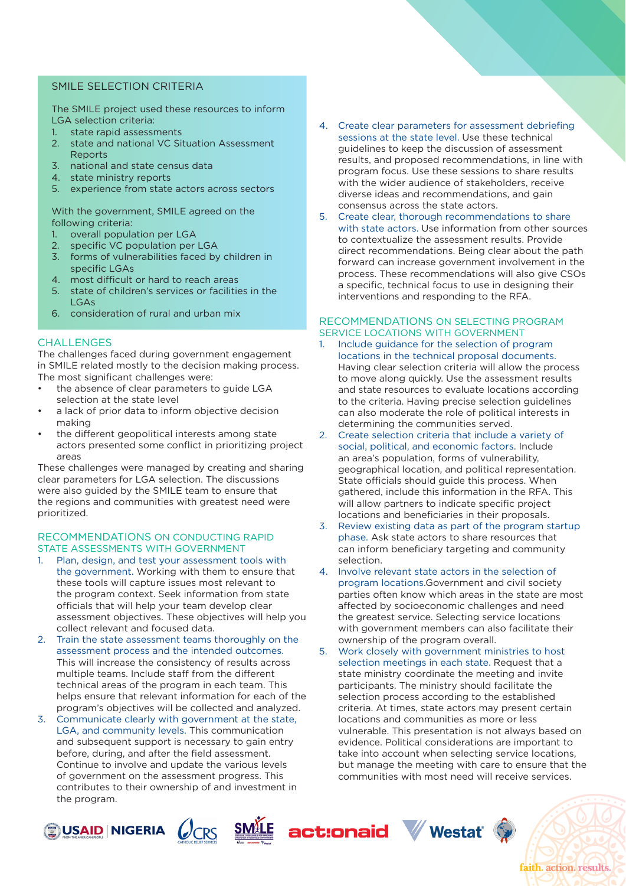## SMILE SELECTION CRITERIA

The SMILE project used these resources to inform LGA selection criteria:

1. state rapid assessments
2. state and national VC Situation Assessment Reports
3. national and state census data
4. state ministry reports
5. experience from state actors across sectors

With the government, SMILE agreed on the following criteria:

1. overall population per LGA
2. specific VC population per LGA
3. forms of vulnerabilities faced by children in specific LGAs
4. most difficult or hard to reach areas
5. state of children's services or facilities in the LGAs
6. consideration of rural and urban mix

## CHALLENGES

The challenges faced during government engagement in SMILE related mostly to the decision making process. The most significant challenges were:

- the absence of clear parameters to guide LGA selection at the state level
- a lack of prior data to inform objective decision making
- the different geopolitical interests among state actors presented some conflict in prioritizing project areas

These challenges were managed by creating and sharing clear parameters for LGA selection. The discussions were also guided by the SMILE team to ensure that the regions and communities with greatest need were prioritized.

## RECOMMENDATIONS ON CONDUCTING RAPID STATE ASSESSMENTS WITH GOVERNMENT

1. Plan, design, and test your assessment tools with the government. Working with them to ensure that these tools will capture issues most relevant to the program context. Seek information from state officials that will help your team develop clear assessment objectives. These objectives will help you collect relevant and focused data.
2. Train the state assessment teams thoroughly on the assessment process and the intended outcomes. This will increase the consistency of results across multiple teams. Include staff from the different technical areas of the program in each team. This helps ensure that relevant information for each of the program's objectives will be collected and analyzed.
3. Communicate clearly with government at the state, LGA, and community levels. This communication and subsequent support is necessary to gain entry before, during, and after the field assessment. Continue to involve and update the various levels of government on the assessment progress. This contributes to their ownership of and investment in the program.
4. Create clear parameters for assessment debriefing sessions at the state level. Use these technical guidelines to keep the discussion of assessment results, and proposed recommendations, in line with program focus. Use these sessions to share results with the wider audience of stakeholders, receive diverse ideas and recommendations, and gain consensus across the state actors.
5. Create clear, thorough recommendations to share with state actors. Use information from other sources to contextualize the assessment results. Provide direct recommendations. Being clear about the path forward can increase government involvement in the process. These recommendations will also give CSOs a specific, technical focus to use in designing their interventions and responding to the RFA.

## RECOMMENDATIONS ON SELECTING PROGRAM SERVICE LOCATIONS WITH GOVERNMENT

1. Include guidance for the selection of program locations in the technical proposal documents. Having clear selection criteria will allow the process to move along quickly. Use the assessment results and state resources to evaluate locations according to the criteria. Having precise selection guidelines can also moderate the role of political interests in determining the communities served.
2. Create selection criteria that include a variety of social, political, and economic factors. Include an area's population, forms of vulnerability, geographical location, and political representation. State officials should guide this process. When gathered, include this information in the RFA. This will allow partners to indicate specific project locations and beneficiaries in their proposals.
3. Review existing data as part of the program startup phase. Ask state actors to share resources that can inform beneficiary targeting and community selection.
4. Involve relevant state actors in the selection of program locations.Government and civil society parties often know which areas in the state are most affected by socioeconomic challenges and need the greatest service. Selecting service locations with government members can also facilitate their ownership of the program overall.
5. Work closely with government ministries to host selection meetings in each state. Request that a state ministry coordinate the meeting and invite participants. The ministry should facilitate the selection process according to the established criteria. At times, state actors may present certain locations and communities as more or less vulnerable. This presentation is not always based on evidence. Political considerations are important to take into account when selecting service locations, but manage the meeting with care to ensure that the communities with most need will receive services.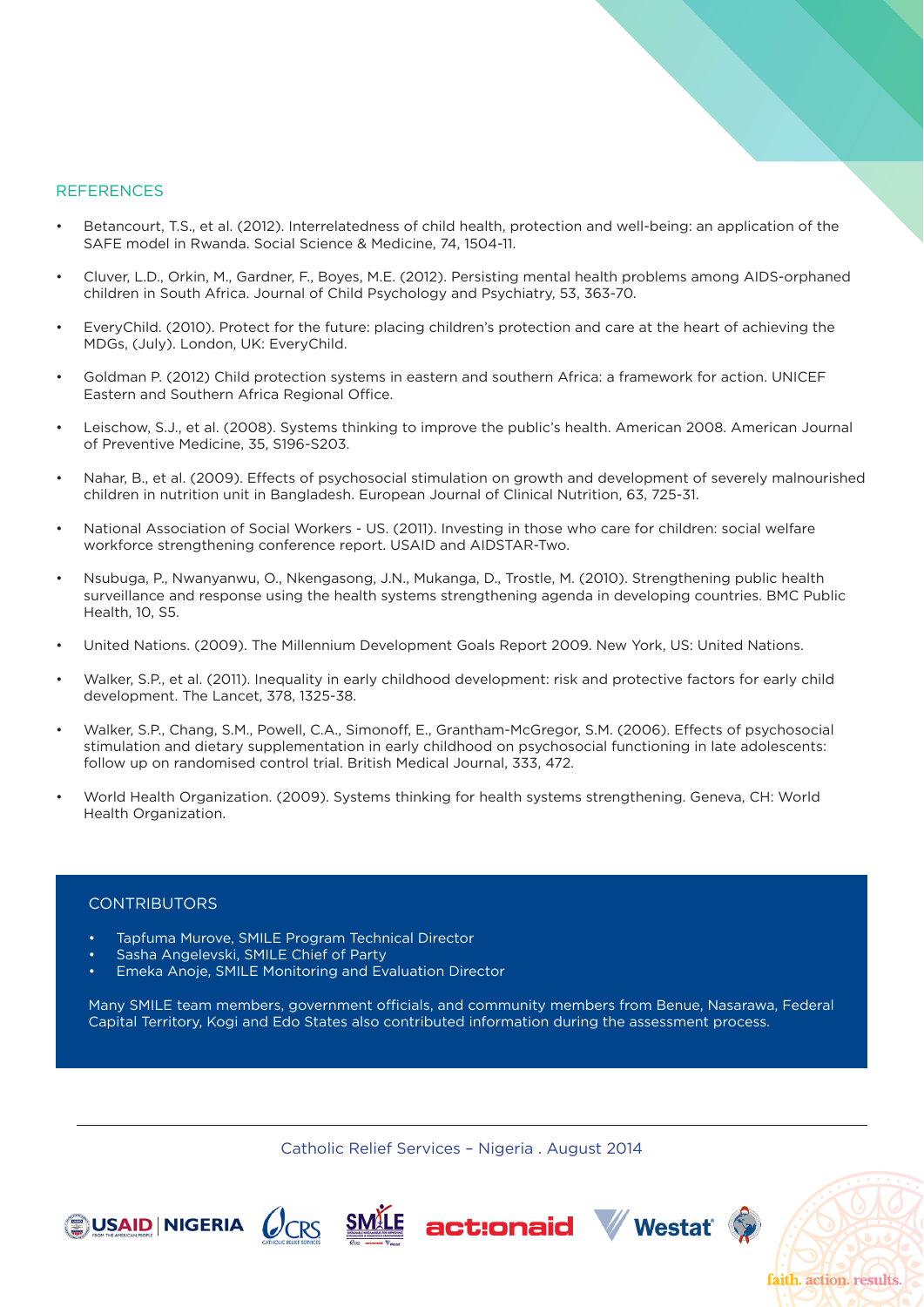## REFERENCES

- Betancourt, T.S., et al. (2012). Interrelatedness of child health, protection and well-being: an application of the SAFE model in Rwanda. Social Science & Medicine, 74, 1504-11.
- Cluver, L.D., Orkin, M., Gardner, F., Boyes, M.E. (2012). Persisting mental health problems among AIDS-orphaned children in South Africa. Journal of Child Psychology and Psychiatry, 53, 363-70.
- EveryChild. (2010). Protect for the future: placing children's protection and care at the heart of achieving the MDGs, (July). London, UK: EveryChild.
- Goldman P. (2012) Child protection systems in eastern and southern Africa: a framework for action. UNICEF Eastern and Southern Africa Regional Office.
- Leischow, S.J., et al. (2008). Systems thinking to improve the public's health. American 2008. American Journal of Preventive Medicine, 35, S196-S203.
- Nahar, B., et al. (2009). Effects of psychosocial stimulation on growth and development of severely malnourished children in nutrition unit in Bangladesh. European Journal of Clinical Nutrition, 63, 725-31.
- National Association of Social Workers - US. (2011). Investing in those who care for children: social welfare workforce strengthening conference report. USAID and AIDSTAR-Two.
- Nsubuga, P., Nwanyanwu, O., Nkengasong, J.N., Mukanga, D., Trostle, M. (2010). Strengthening public health surveillance and response using the health systems strengthening agenda in developing countries. BMC Public Health, 10, S5.
- United Nations. (2009). The Millennium Development Goals Report 2009. New York, US: United Nations.
- Walker, S.P., et al. (2011). Inequality in early childhood development: risk and protective factors for early child development. The Lancet, 378, 1325-38.
- Walker, S.P., Chang, S.M., Powell, C.A., Simonoff, E., Grantham-McGregor, S.M. (2006). Effects of psychosocial stimulation and dietary supplementation in early childhood on psychosocial functioning in late adolescents: follow up on randomised control trial. British Medical Journal, 333, 472.
- World Health Organization. (2009). Systems thinking for health systems strengthening. Geneva, CH: World Health Organization.

## CONTRIBUTORS

- Tapfuma Murove, SMILE Program Technical Director
- Sasha Angelevski, SMILE Chief of Party
- Emeka Anoje, SMILE Monitoring and Evaluation Director

Many SMILE team members, government officials, and community members from Benue, Nasarawa, Federal Capital Territory, Kogi and Edo States also contributed information during the assessment process.

Catholic Relief Services – Nigeria . August 2014

USAID | NIGERIA CRS SMILE actionaid Westat

faith. action. results.